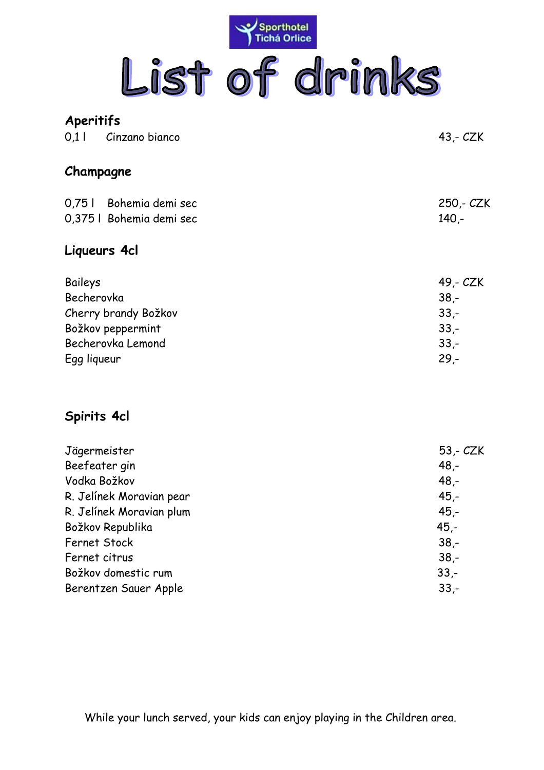Sporthotel Tichá Orlice

# List of drinks

## Aperitifs

| | |
|---|---|
| 0,1 l Cinzano bianco | 43,- CZK |

## Champagne

| | |
|---|---|
| 0,75 l Bohemia demi sec | 250,- CZK |
| 0,375 l Bohemia demi sec | 140,- |

## Liqueurs 4cl

| | |
|---|---|
| Baileys | 49,- CZK |
| Becherovka | 38,- |
| Cherry brandy Božkov | 33,- |
| Božkov peppermint | 33,- |
| Becherovka Lemond | 33,- |
| Egg liqueur | 29,- |

## Spirits 4cl

| | |
|---|---|
| Jägermeister | 53,- CZK |
| Beefeater gin | 48,- |
| Vodka Božkov | 48,- |
| R. Jelínek Moravian pear | 45,- |
| R. Jelínek Moravian plum | 45,- |
| Božkov Republika | 45,- |
| Fernet Stock | 38,- |
| Fernet citrus | 38,- |
| Božkov domestic rum | 33,- |
| Berentzen Sauer Apple | 33,- |

While your lunch served, your kids can enjoy playing in the Children area.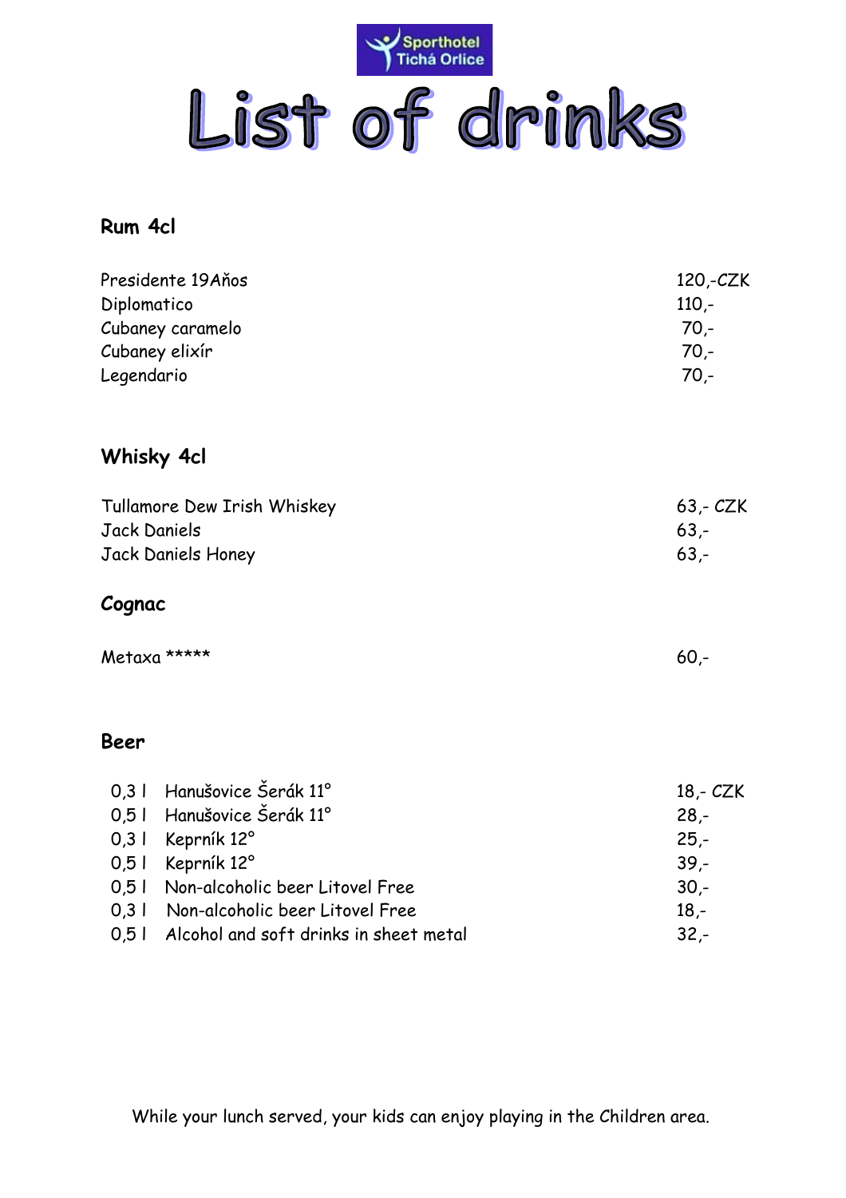Sporthotel Tichá Orlice

# List of drinks

## Rum 4cl

| | |
|---|---|
| Presidente 19Aňos | 120,-CZK |
| Diplomatico | 110,- |
| Cubaney caramelo | 70,- |
| Cubaney elixír | 70,- |
| Legendario | 70,- |

## Whisky 4cl

| | |
|---|---|
| Tullamore Dew Irish Whiskey | 63,- CZK |
| Jack Daniels | 63,- |
| Jack Daniels Honey | 63,- |

## Cognac

| | |
|---|---|
| Metaxa ***** | 60,- |

## Beer

| | | |
|---|---|---|
| 0,3 l | Hanušovice Šerák 11° | 18,- CZK |
| 0,5 l | Hanušovice Šerák 11° | 28,- |
| 0,3 l | Keprník 12° | 25,- |
| 0,5 l | Keprník 12° | 39,- |
| 0,5 l | Non-alcoholic beer Litovel Free | 30,- |
| 0,3 l | Non-alcoholic beer Litovel Free | 18,- |
| 0,5 l | Alcohol and soft drinks in sheet metal | 32,- |

While your lunch served, your kids can enjoy playing in the Children area.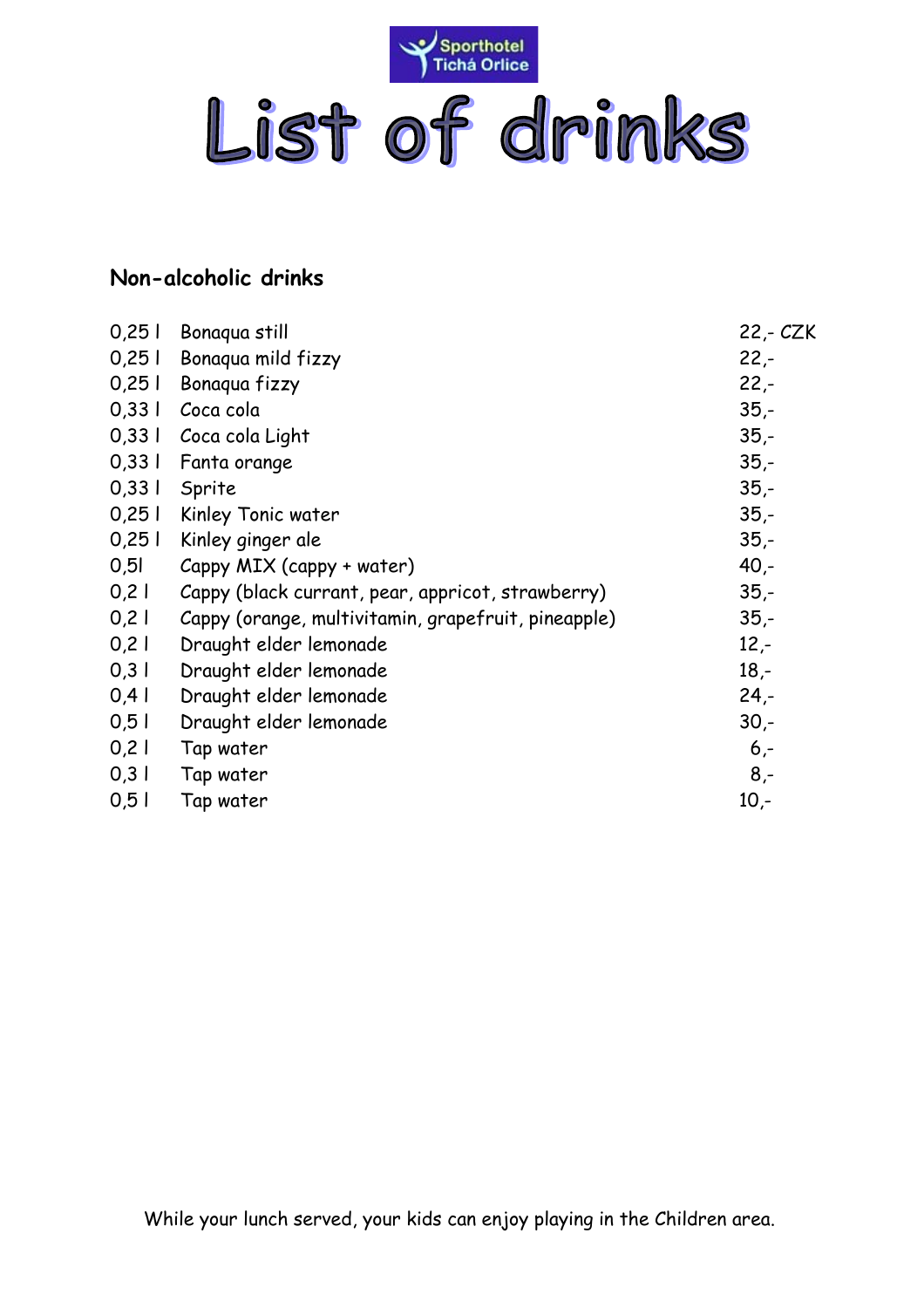Sporthotel Tichá Orlice

# List of drinks

## Non-alcoholic drinks

| | | |
|---|---|---|
| 0,25 l | Bonaqua still | 22,- CZK |
| 0,25 l | Bonaqua mild fizzy | 22,- |
| 0,25 l | Bonaqua fizzy | 22,- |
| 0,33 l | Coca cola | 35,- |
| 0,33 l | Coca cola Light | 35,- |
| 0,33 l | Fanta orange | 35,- |
| 0,33 l | Sprite | 35,- |
| 0,25 l | Kinley Tonic water | 35,- |
| 0,25 l | Kinley ginger ale | 35,- |
| 0,5l | Cappy MIX (cappy + water) | 40,- |
| 0,2 l | Cappy (black currant, pear, appricot, strawberry) | 35,- |
| 0,2 l | Cappy (orange, multivitamin, grapefruit, pineapple) | 35,- |
| 0,2 l | Draught elder lemonade | 12,- |
| 0,3 l | Draught elder lemonade | 18,- |
| 0,4 l | Draught elder lemonade | 24,- |
| 0,5 l | Draught elder lemonade | 30,- |
| 0,2 l | Tap water | 6,- |
| 0,3 l | Tap water | 8,- |
| 0,5 l | Tap water | 10,- |

While your lunch served, your kids can enjoy playing in the Children area.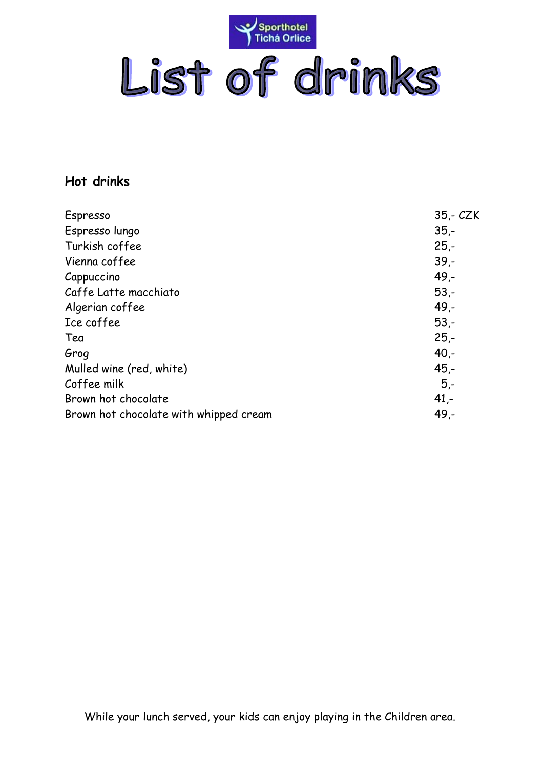Sporthotel Tichá Orlice

# List of drinks

## Hot drinks

| | |
|---|---|
| Espresso | 35,- CZK |
| Espresso lungo | 35,- |
| Turkish coffee | 25,- |
| Vienna coffee | 39,- |
| Cappuccino | 49,- |
| Caffe Latte macchiato | 53,- |
| Algerian coffee | 49,- |
| Ice coffee | 53,- |
| Tea | 25,- |
| Grog | 40,- |
| Mulled wine (red, white) | 45,- |
| Coffee milk | 5,- |
| Brown hot chocolate | 41,- |
| Brown hot chocolate with whipped cream | 49,- |

While your lunch served, your kids can enjoy playing in the Children area.